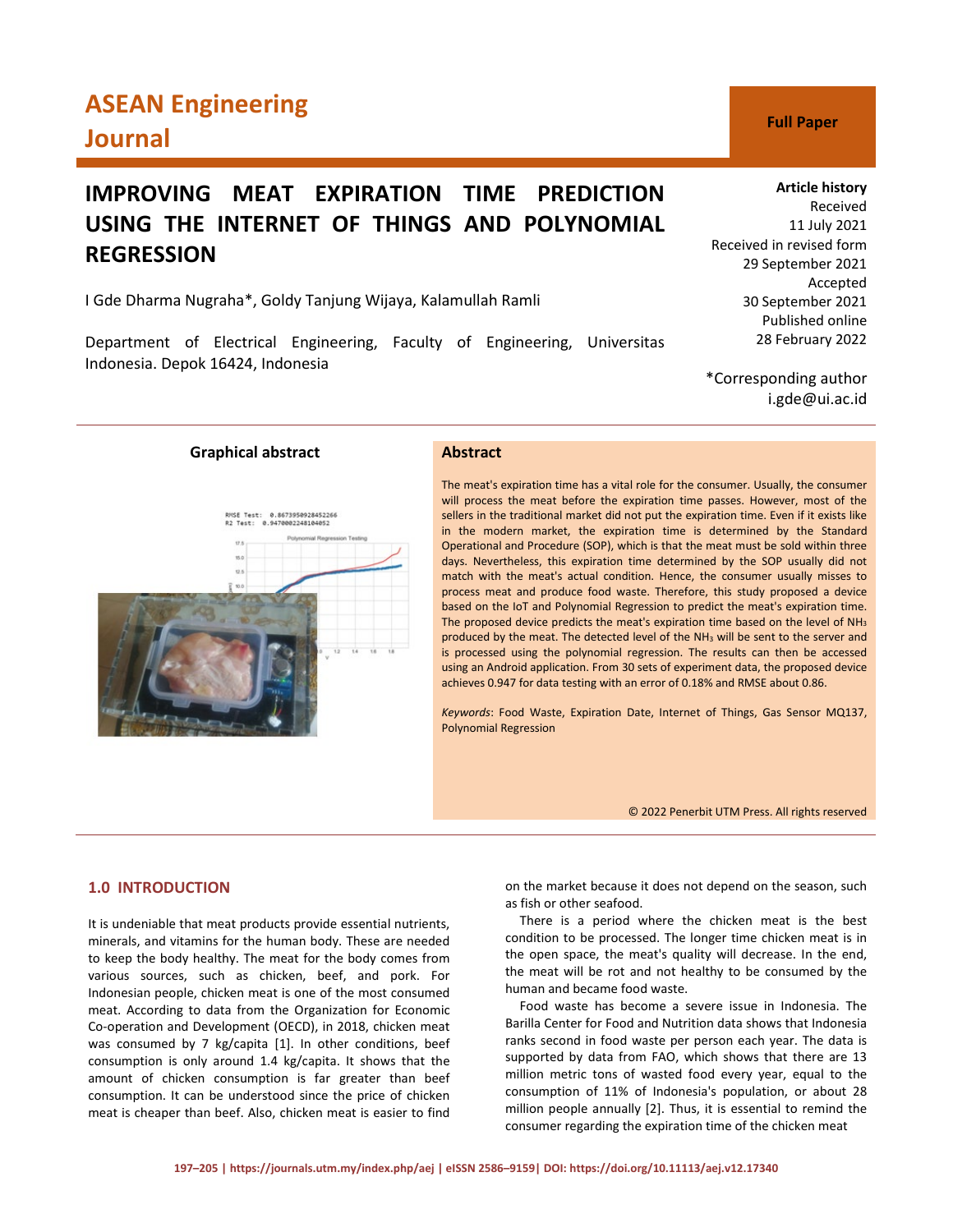ASEAN Engineering Journal

**Full Paper**

# IMPROVING MEAT EXPIRATION TIME PREDICTION USING THE INTERNET OF THINGS AND POLYNOMIAL REGRESSION

I Gde Dharma Nugraha*, Goldy Tanjung Wijaya, Kalamullah Ramli

Department of Electrical Engineering, Faculty of Engineering, Universitas Indonesia. Depok 16424, Indonesia

**Article history**
Received
11 July 2021
Received in revised form
29 September 2021
Accepted
30 September 2021
Published online
28 February 2022

*Corresponding author
i.gde@ui.ac.id

**Graphical abstract**

## Abstract

The meat's expiration time has a vital role for the consumer. Usually, the consumer will process the meat before the expiration time passes. However, most of the sellers in the traditional market did not put the expiration time. Even if it exists like in the modern market, the expiration time is determined by the Standard Operational and Procedure (SOP), which is that the meat must be sold within three days. Nevertheless, this expiration time determined by the SOP usually did not match with the meat's actual condition. Hence, the consumer usually misses to process meat and produce food waste. Therefore, this study proposed a device based on the IoT and Polynomial Regression to predict the meat's expiration time. The proposed device predicts the meat's expiration time based on the level of $NH_3$ produced by the meat. The detected level of the $NH_3$ will be sent to the server and is processed using the polynomial regression. The results can then be accessed using an Android application. From 30 sets of experiment data, the proposed device achieves 0.947 for data testing with an error of 0.18% and RMSE about 0.86.

*Keywords*: Food Waste, Expiration Date, Internet of Things, Gas Sensor MQ137, Polynomial Regression

© 2022 Penerbit UTM Press. All rights reserved

## 1.0 INTRODUCTION

It is undeniable that meat products provide essential nutrients, minerals, and vitamins for the human body. These are needed to keep the body healthy. The meat for the body comes from various sources, such as chicken, beef, and pork. For Indonesian people, chicken meat is one of the most consumed meat. According to data from the Organization for Economic Co-operation and Development (OECD), in 2018, chicken meat was consumed by 7 kg/capita [1]. In other conditions, beef consumption is only around 1.4 kg/capita. It shows that the amount of chicken consumption is far greater than beef consumption. It can be understood since the price of chicken meat is cheaper than beef. Also, chicken meat is easier to find on the market because it does not depend on the season, such as fish or other seafood.

There is a period where the chicken meat is the best condition to be processed. The longer time chicken meat is in the open space, the meat's quality will decrease. In the end, the meat will be rot and not healthy to be consumed by the human and became food waste.

Food waste has become a severe issue in Indonesia. The Barilla Center for Food and Nutrition data shows that Indonesia ranks second in food waste per person each year. The data is supported by data from FAO, which shows that there are 13 million metric tons of wasted food every year, equal to the consumption of 11% of Indonesia's population, or about 28 million people annually [2]. Thus, it is essential to remind the consumer regarding the expiration time of the chicken meat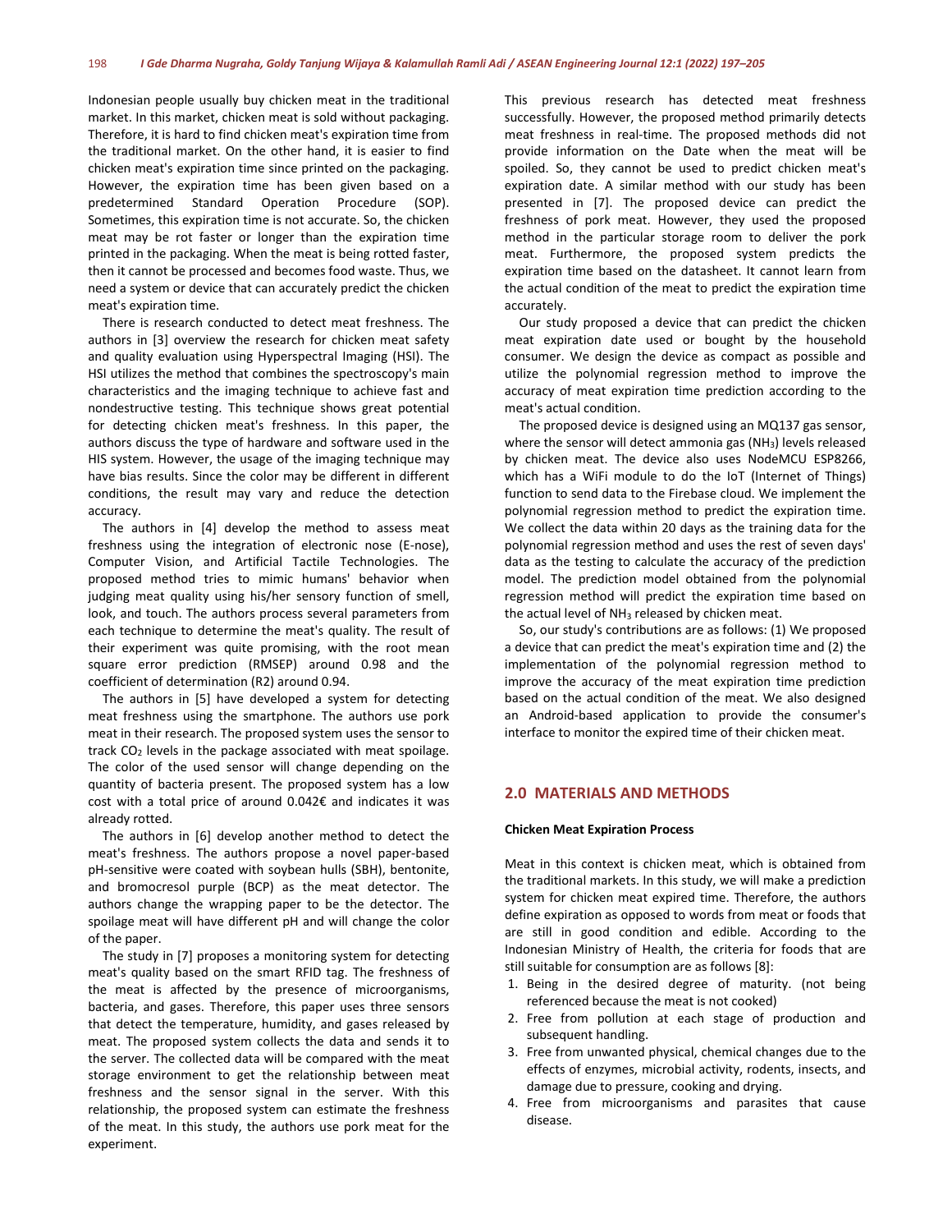Indonesian people usually buy chicken meat in the traditional market. In this market, chicken meat is sold without packaging. Therefore, it is hard to find chicken meat's expiration time from the traditional market. On the other hand, it is easier to find chicken meat's expiration time since printed on the packaging. However, the expiration time has been given based on a predetermined Standard Operation Procedure (SOP). Sometimes, this expiration time is not accurate. So, the chicken meat may be rot faster or longer than the expiration time printed in the packaging. When the meat is being rotted faster, then it cannot be processed and becomes food waste. Thus, we need a system or device that can accurately predict the chicken meat's expiration time.

There is research conducted to detect meat freshness. The authors in [3] overview the research for chicken meat safety and quality evaluation using Hyperspectral Imaging (HSI). The HSI utilizes the method that combines the spectroscopy's main characteristics and the imaging technique to achieve fast and nondestructive testing. This technique shows great potential for detecting chicken meat's freshness. In this paper, the authors discuss the type of hardware and software used in the HIS system. However, the usage of the imaging technique may have bias results. Since the color may be different in different conditions, the result may vary and reduce the detection accuracy.

The authors in [4] develop the method to assess meat freshness using the integration of electronic nose (E-nose), Computer Vision, and Artificial Tactile Technologies. The proposed method tries to mimic humans' behavior when judging meat quality using his/her sensory function of smell, look, and touch. The authors process several parameters from each technique to determine the meat's quality. The result of their experiment was quite promising, with the root mean square error prediction (RMSEP) around 0.98 and the coefficient of determination (R2) around 0.94.

The authors in [5] have developed a system for detecting meat freshness using the smartphone. The authors use pork meat in their research. The proposed system uses the sensor to track $CO_2$ levels in the package associated with meat spoilage. The color of the used sensor will change depending on the quantity of bacteria present. The proposed system has a low cost with a total price of around 0.042€ and indicates it was already rotted.

The authors in [6] develop another method to detect the meat's freshness. The authors propose a novel paper-based pH-sensitive were coated with soybean hulls (SBH), bentonite, and bromocresol purple (BCP) as the meat detector. The authors change the wrapping paper to be the detector. The spoilage meat will have different pH and will change the color of the paper.

The study in [7] proposes a monitoring system for detecting meat's quality based on the smart RFID tag. The freshness of the meat is affected by the presence of microorganisms, bacteria, and gases. Therefore, this paper uses three sensors that detect the temperature, humidity, and gases released by meat. The proposed system collects the data and sends it to the server. The collected data will be compared with the meat storage environment to get the relationship between meat freshness and the sensor signal in the server. With this relationship, the proposed system can estimate the freshness of the meat. In this study, the authors use pork meat for the experiment.

This previous research has detected meat freshness successfully. However, the proposed method primarily detects meat freshness in real-time. The proposed methods did not provide information on the Date when the meat will be spoiled. So, they cannot be used to predict chicken meat's expiration date. A similar method with our study has been presented in [7]. The proposed device can predict the freshness of pork meat. However, they used the proposed method in the particular storage room to deliver the pork meat. Furthermore, the proposed system predicts the expiration time based on the datasheet. It cannot learn from the actual condition of the meat to predict the expiration time accurately.

Our study proposed a device that can predict the chicken meat expiration date used or bought by the household consumer. We design the device as compact as possible and utilize the polynomial regression method to improve the accuracy of meat expiration time prediction according to the meat's actual condition.

The proposed device is designed using an MQ137 gas sensor, where the sensor will detect ammonia gas ($NH_3$) levels released by chicken meat. The device also uses NodeMCU ESP8266, which has a WiFi module to do the IoT (Internet of Things) function to send data to the Firebase cloud. We implement the polynomial regression method to predict the expiration time. We collect the data within 20 days as the training data for the polynomial regression method and uses the rest of seven days' data as the testing to calculate the accuracy of the prediction model. The prediction model obtained from the polynomial regression method will predict the expiration time based on the actual level of $NH_3$ released by chicken meat.

So, our study's contributions are as follows: (1) We proposed a device that can predict the meat's expiration time and (2) the implementation of the polynomial regression method to improve the accuracy of the meat expiration time prediction based on the actual condition of the meat. We also designed an Android-based application to provide the consumer's interface to monitor the expired time of their chicken meat.

## 2.0 MATERIALS AND METHODS

### Chicken Meat Expiration Process

Meat in this context is chicken meat, which is obtained from the traditional markets. In this study, we will make a prediction system for chicken meat expired time. Therefore, the authors define expiration as opposed to words from meat or foods that are still in good condition and edible. According to the Indonesian Ministry of Health, the criteria for foods that are still suitable for consumption are as follows [8]:

1. Being in the desired degree of maturity. (not being referenced because the meat is not cooked)
2. Free from pollution at each stage of production and subsequent handling.
3. Free from unwanted physical, chemical changes due to the effects of enzymes, microbial activity, rodents, insects, and damage due to pressure, cooking and drying.
4. Free from microorganisms and parasites that cause disease.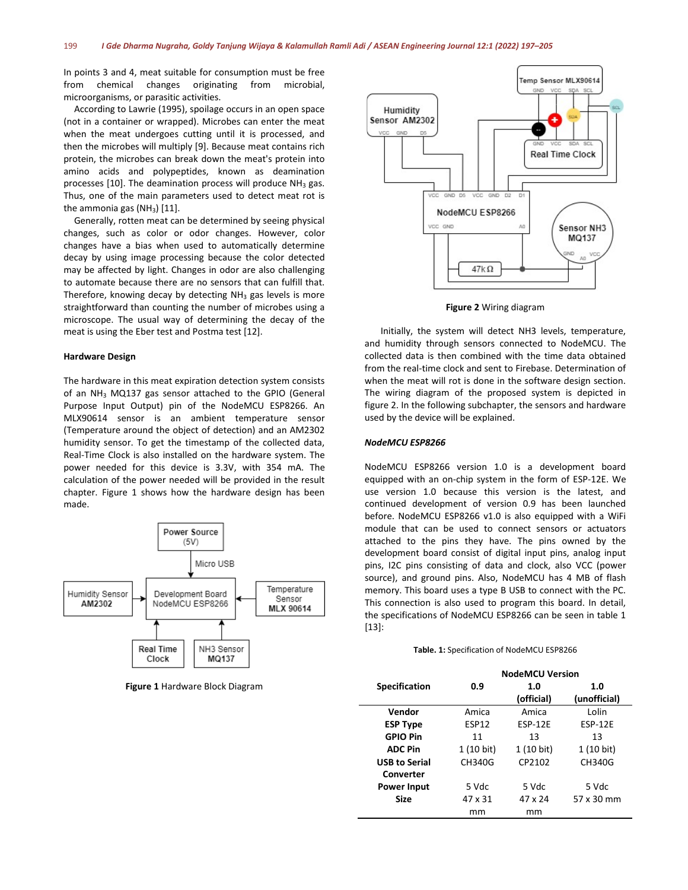In points 3 and 4, meat suitable for consumption must be free from chemical changes originating from microbial, microorganisms, or parasitic activities.

According to Lawrie (1995), spoilage occurs in an open space (not in a container or wrapped). Microbes can enter the meat when the meat undergoes cutting until it is processed, and then the microbes will multiply [9]. Because meat contains rich protein, the microbes can break down the meat's protein into amino acids and polypeptides, known as deamination processes [10]. The deamination process will produce $NH_3$ gas. Thus, one of the main parameters used to detect meat rot is the ammonia gas ($NH_3$) [11].

Generally, rotten meat can be determined by seeing physical changes, such as color or odor changes. However, color changes have a bias when used to automatically determine decay by using image processing because the color detected may be affected by light. Changes in odor are also challenging to automate because there are no sensors that can fulfill that. Therefore, knowing decay by detecting $NH_3$ gas levels is more straightforward than counting the number of microbes using a microscope. The usual way of determining the decay of the meat is using the Eber test and Postma test [12].

**Hardware Design**

The hardware in this meat expiration detection system consists of an $NH_3$ MQ137 gas sensor attached to the GPIO (General Purpose Input Output) pin of the NodeMCU ESP8266. An MLX90614 sensor is an ambient temperature sensor (Temperature around the object of detection) and an AM2302 humidity sensor. To get the timestamp of the collected data, Real-Time Clock is also installed on the hardware system. The power needed for this device is 3.3V, with 354 mA. The calculation of the power needed will be provided in the result chapter. Figure 1 shows how the hardware design has been made.

**Figure 1** Hardware Block Diagram

**Figure 2** Wiring diagram

Initially, the system will detect NH3 levels, temperature, and humidity through sensors connected to NodeMCU. The collected data is then combined with the time data obtained from the real-time clock and sent to Firebase. Determination of when the meat will rot is done in the software design section. The wiring diagram of the proposed system is depicted in figure 2. In the following subchapter, the sensors and hardware used by the device will be explained.

***NodeMCU ESP8266***

NodeMCU ESP8266 version 1.0 is a development board equipped with an on-chip system in the form of ESP-12E. We use version 1.0 because this version is the latest, and continued development of version 0.9 has been launched before. NodeMCU ESP8266 v1.0 is also equipped with a WiFi module that can be used to connect sensors or actuators attached to the pins they have. The pins owned by the development board consist of digital input pins, analog input pins, I2C pins consisting of data and clock, also VCC (power source), and ground pins. Also, NodeMCU has 4 MB of flash memory. This board uses a type B USB to connect with the PC. This connection is also used to program this board. In detail, the specifications of NodeMCU ESP8266 can be seen in table 1 [13]:

**Table. 1:** Specification of NodeMCU ESP8266

| Specification | NodeMCU Version 0.9 | 1.0 (official) | 1.0 (unofficial) |
|---|---|---|---|
| **Vendor** | Amica | Amica | Lolin |
| **ESP Type** | ESP12 | ESP-12E | ESP-12E |
| **GPIO Pin** | 11 | 13 | 13 |
| **ADC Pin** | 1 (10 bit) | 1 (10 bit) | 1 (10 bit) |
| **USB to Serial Converter** | CH340G | CP2102 | CH340G |
| **Power Input** | 5 Vdc | 5 Vdc | 5 Vdc |
| **Size** | 47 x 31 mm | 47 x 24 mm | 57 x 30 mm |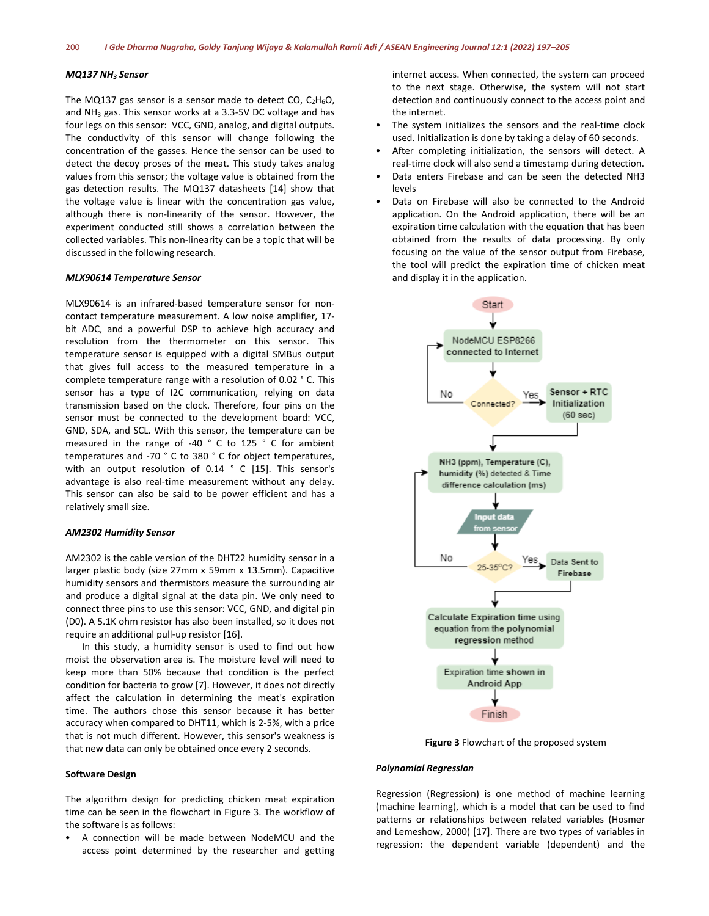#### *MQ137 $NH_3$ Sensor*

The MQ137 gas sensor is a sensor made to detect CO, $C_2H_6O$, and $NH_3$ gas. This sensor works at a 3.3-5V DC voltage and has four legs on this sensor: VCC, GND, analog, and digital outputs. The conductivity of this sensor will change following the concentration of the gasses. Hence the sensor can be used to detect the decoy proses of the meat. This study takes analog values from this sensor; the voltage value is obtained from the gas detection results. The MQ137 datasheets [14] show that the voltage value is linear with the concentration gas value, although there is non-linearity of the sensor. However, the experiment conducted still shows a correlation between the collected variables. This non-linearity can be a topic that will be discussed in the following research.

#### *MLX90614 Temperature Sensor*

MLX90614 is an infrared-based temperature sensor for non-contact temperature measurement. A low noise amplifier, 17-bit ADC, and a powerful DSP to achieve high accuracy and resolution from the thermometer on this sensor. This temperature sensor is equipped with a digital SMBus output that gives full access to the measured temperature in a complete temperature range with a resolution of 0.02 ° C. This sensor has a type of I2C communication, relying on data transmission based on the clock. Therefore, four pins on the sensor must be connected to the development board: VCC, GND, SDA, and SCL. With this sensor, the temperature can be measured in the range of -40 ° C to 125 ° C for ambient temperatures and -70 ° C to 380 ° C for object temperatures, with an output resolution of 0.14 ° C [15]. This sensor's advantage is also real-time measurement without any delay. This sensor can also be said to be power efficient and has a relatively small size.

#### *AM2302 Humidity Sensor*

AM2302 is the cable version of the DHT22 humidity sensor in a larger plastic body (size 27mm x 59mm x 13.5mm). Capacitive humidity sensors and thermistors measure the surrounding air and produce a digital signal at the data pin. We only need to connect three pins to use this sensor: VCC, GND, and digital pin (D0). A 5.1K ohm resistor has also been installed, so it does not require an additional pull-up resistor [16].

In this study, a humidity sensor is used to find out how moist the observation area is. The moisture level will need to keep more than 50% because that condition is the perfect condition for bacteria to grow [7]. However, it does not directly affect the calculation in determining the meat's expiration time. The authors chose this sensor because it has better accuracy when compared to DHT11, which is 2-5%, with a price that is not much different. However, this sensor's weakness is that new data can only be obtained once every 2 seconds.

### Software Design

The algorithm design for predicting chicken meat expiration time can be seen in the flowchart in Figure 3. The workflow of the software is as follows:

- A connection will be made between NodeMCU and the access point determined by the researcher and getting internet access. When connected, the system can proceed to the next stage. Otherwise, the system will not start detection and continuously connect to the access point and the internet.
- The system initializes the sensors and the real-time clock used. Initialization is done by taking a delay of 60 seconds.
- After completing initialization, the sensors will detect. A real-time clock will also send a timestamp during detection.
- Data enters Firebase and can be seen the detected NH3 levels
- Data on Firebase will also be connected to the Android application. On the Android application, there will be an expiration time calculation with the equation that has been obtained from the results of data processing. By only focusing on the value of the sensor output from Firebase, the tool will predict the expiration time of chicken meat and display it in the application.

**Figure 3** Flowchart of the proposed system

#### *Polynomial Regression*

Regression (Regression) is one method of machine learning (machine learning), which is a model that can be used to find patterns or relationships between related variables (Hosmer and Lemeshow, 2000) [17]. There are two types of variables in regression: the dependent variable (dependent) and the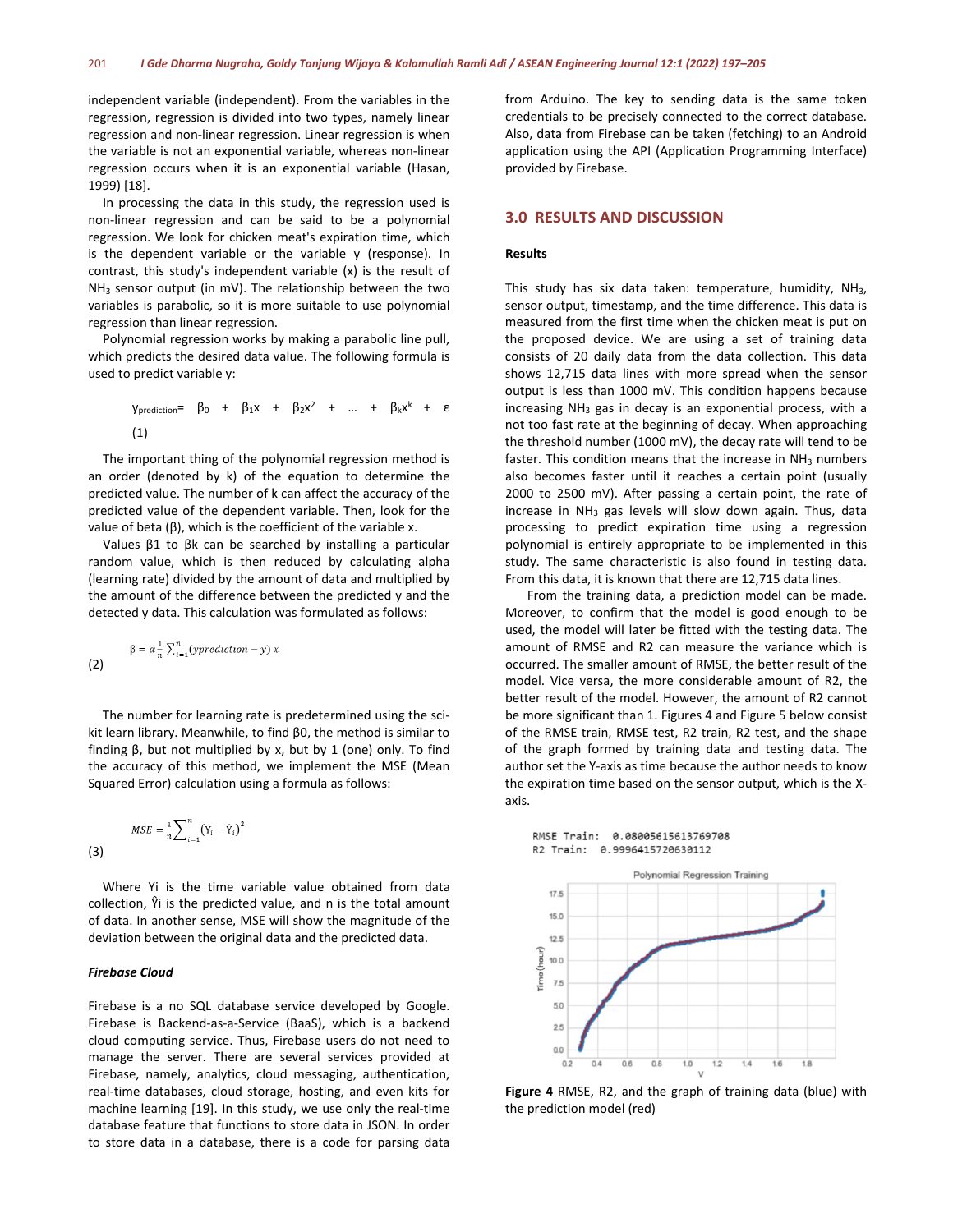independent variable (independent). From the variables in the regression, regression is divided into two types, namely linear regression and non-linear regression. Linear regression is when the variable is not an exponential variable, whereas non-linear regression occurs when it is an exponential variable (Hasan, 1999) [18].

In processing the data in this study, the regression used is non-linear regression and can be said to be a polynomial regression. We look for chicken meat's expiration time, which is the dependent variable or the variable y (response). In contrast, this study's independent variable (x) is the result of $NH_3$ sensor output (in mV). The relationship between the two variables is parabolic, so it is more suitable to use polynomial regression than linear regression.

Polynomial regression works by making a parabolic line pull, which predicts the desired data value. The following formula is used to predict variable y:

$$y_{prediction} = \beta_0 + \beta_1 x + \beta_2 x^2 + \ldots + \beta_k x^k + \varepsilon \quad (1)$$

The important thing of the polynomial regression method is an order (denoted by k) of the equation to determine the predicted value. The number of k can affect the accuracy of the predicted value of the dependent variable. Then, look for the value of beta (β), which is the coefficient of the variable x.

Values $\beta_1$ to $\beta_k$ can be searched by installing a particular random value, which is then reduced by calculating alpha (learning rate) divided by the amount of data and multiplied by the amount of the difference between the predicted y and the detected y data. This calculation was formulated as follows:

$$\beta = \alpha \frac{1}{n} \sum_{i=1}^{n} (yprediction - y)\, x \quad (2)$$

The number for learning rate is predetermined using the sci-kit learn library. Meanwhile, to find $\beta_0$, the method is similar to finding β, but not multiplied by x, but by 1 (one) only. To find the accuracy of this method, we implement the MSE (Mean Squared Error) calculation using a formula as follows:

$$MSE = \frac{1}{n} \sum_{i=1}^{n} (Y_i - \hat{Y}_i)^2 \quad (3)$$

Where Yi is the time variable value obtained from data collection, Ŷi is the predicted value, and n is the total amount of data. In another sense, MSE will show the magnitude of the deviation between the original data and the predicted data.

### *Firebase Cloud*

Firebase is a no SQL database service developed by Google. Firebase is Backend-as-a-Service (BaaS), which is a backend cloud computing service. Thus, Firebase users do not need to manage the server. There are several services provided at Firebase, namely, analytics, cloud messaging, authentication, real-time databases, cloud storage, hosting, and even kits for machine learning [19]. In this study, we use only the real-time database feature that functions to store data in JSON. In order to store data in a database, there is a code for parsing data from Arduino. The key to sending data is the same token credentials to be precisely connected to the correct database. Also, data from Firebase can be taken (fetching) to an Android application using the API (Application Programming Interface) provided by Firebase.

## 3.0 RESULTS AND DISCUSSION

### Results

This study has six data taken: temperature, humidity, $NH_3$, sensor output, timestamp, and the time difference. This data is measured from the first time when the chicken meat is put on the proposed device. We are using a set of training data consists of 20 daily data from the data collection. This data shows 12,715 data lines with more spread when the sensor output is less than 1000 mV. This condition happens because increasing $NH_3$ gas in decay is an exponential process, with a not too fast rate at the beginning of decay. When approaching the threshold number (1000 mV), the decay rate will tend to be faster. This condition means that the increase in $NH_3$ numbers also becomes faster until it reaches a certain point (usually 2000 to 2500 mV). After passing a certain point, the rate of increase in $NH_3$ gas levels will slow down again. Thus, data processing to predict expiration time using a regression polynomial is entirely appropriate to be implemented in this study. The same characteristic is also found in testing data. From this data, it is known that there are 12,715 data lines.

From the training data, a prediction model can be made. Moreover, to confirm that the model is good enough to be used, the model will later be fitted with the testing data. The amount of RMSE and R2 can measure the variance which is occurred. The smaller amount of RMSE, the better result of the model. Vice versa, the more considerable amount of R2, the better result of the model. However, the amount of R2 cannot be more significant than 1. Figures 4 and Figure 5 below consist of the RMSE train, RMSE test, R2 train, R2 test, and the shape of the graph formed by training data and testing data. The author set the Y-axis as time because the author needs to know the expiration time based on the sensor output, which is the X-axis.

**Figure 4** RMSE, R2, and the graph of training data (blue) with the prediction model (red)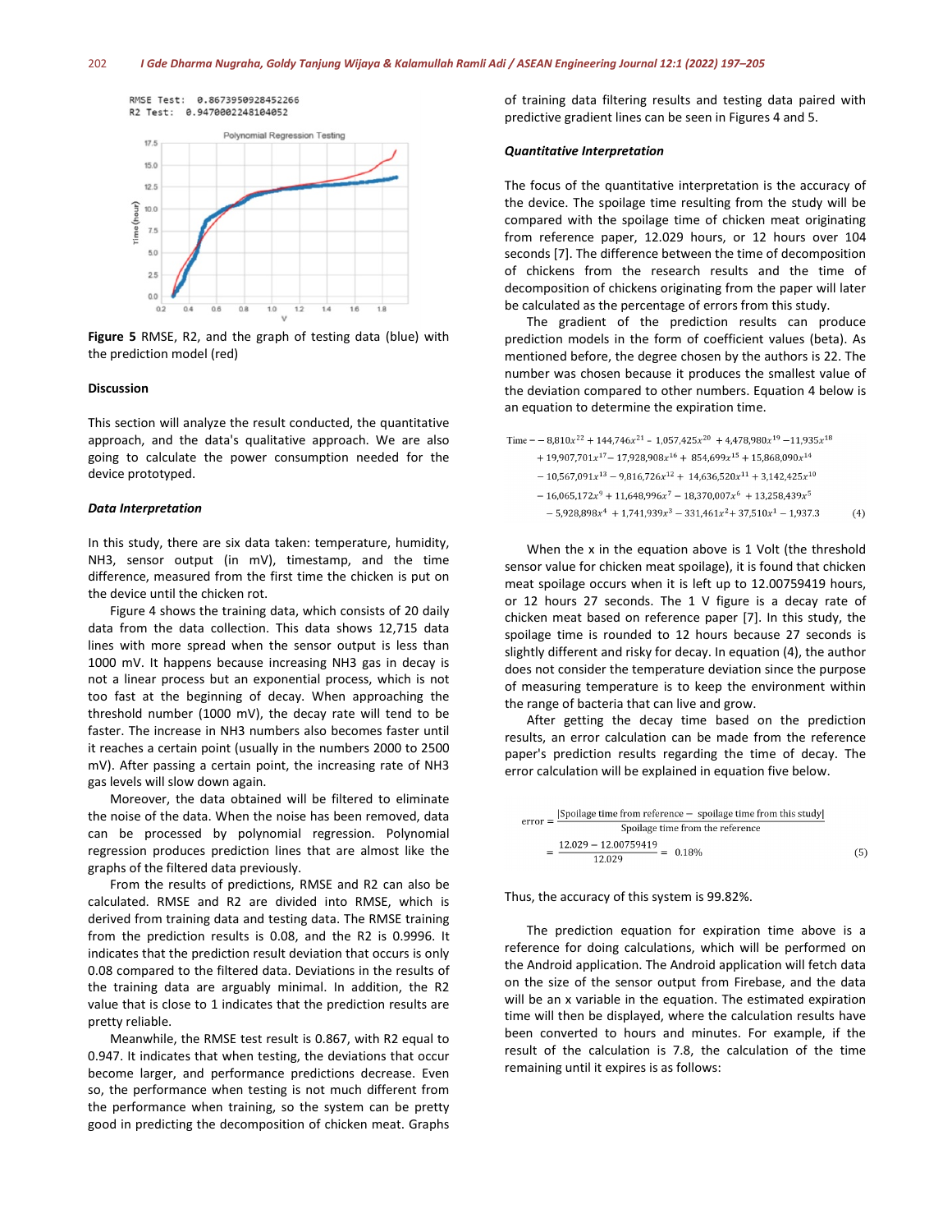RMSE Test: 0.8673950928452266
R2 Test: 0.9470002248104052

**Figure 5** RMSE, R2, and the graph of testing data (blue) with the prediction model (red)

### Discussion

This section will analyze the result conducted, the quantitative approach, and the data's qualitative approach. We are also going to calculate the power consumption needed for the device prototyped.

#### *Data Interpretation*

In this study, there are six data taken: temperature, humidity, NH3, sensor output (in mV), timestamp, and the time difference, measured from the first time the chicken is put on the device until the chicken rot.

Figure 4 shows the training data, which consists of 20 daily data from the data collection. This data shows 12,715 data lines with more spread when the sensor output is less than 1000 mV. It happens because increasing NH3 gas in decay is not a linear process but an exponential process, which is not too fast at the beginning of decay. When approaching the threshold number (1000 mV), the decay rate will tend to be faster. The increase in NH3 numbers also becomes faster until it reaches a certain point (usually in the numbers 2000 to 2500 mV). After passing a certain point, the increasing rate of NH3 gas levels will slow down again.

Moreover, the data obtained will be filtered to eliminate the noise of the data. When the noise has been removed, data can be processed by polynomial regression. Polynomial regression produces prediction lines that are almost like the graphs of the filtered data previously.

From the results of predictions, RMSE and R2 can also be calculated. RMSE and R2 are divided into RMSE, which is derived from training data and testing data. The RMSE training from the prediction results is 0.08, and the R2 is 0.9996. It indicates that the prediction result deviation that occurs is only 0.08 compared to the filtered data. Deviations in the results of the training data are arguably minimal. In addition, the R2 value that is close to 1 indicates that the prediction results are pretty reliable.

Meanwhile, the RMSE test result is 0.867, with R2 equal to 0.947. It indicates that when testing, the deviations that occur become larger, and performance predictions decrease. Even so, the performance when testing is not much different from the performance when training, so the system can be pretty good in predicting the decomposition of chicken meat. Graphs of training data filtering results and testing data paired with predictive gradient lines can be seen in Figures 4 and 5.

#### *Quantitative Interpretation*

The focus of the quantitative interpretation is the accuracy of the device. The spoilage time resulting from the study will be compared with the spoilage time of chicken meat originating from reference paper, 12.029 hours, or 12 hours over 104 seconds [7]. The difference between the time of decomposition of chickens from the research results and the time of decomposition of chickens originating from the paper will later be calculated as the percentage of errors from this study.

The gradient of the prediction results can produce prediction models in the form of coefficient values (beta). As mentioned before, the degree chosen by the authors is 22. The number was chosen because it produces the smallest value of the deviation compared to other numbers. Equation 4 below is an equation to determine the expiration time.

$$
\begin{aligned}
\text{Time} = & -8{,}810x^{22} + 144{,}746x^{21} - 1{,}057{,}425x^{20} + 4{,}478{,}980x^{19} - 11{,}935x^{18} \\
& + 19{,}907{,}701x^{17} - 17{,}928{,}908x^{16} + 854{,}699x^{15} + 15{,}868{,}090x^{14} \\
& - 10{,}567{,}091x^{13} - 9{,}816{,}726x^{12} + 14{,}636{,}520x^{11} + 3{,}142{,}425x^{10} \\
& - 16{,}065{,}172x^{9} + 11{,}648{,}996x^{7} - 18{,}370{,}007x^{6} + 13{,}258{,}439x^{5} \\
& - 5{,}928{,}898x^{4} + 1{,}741{,}939x^{3} - 331{,}461x^{2} + 37{,}510x^{1} - 1{,}937.3 \qquad (4)
\end{aligned}
$$

When the x in the equation above is 1 Volt (the threshold sensor value for chicken meat spoilage), it is found that chicken meat spoilage occurs when it is left up to 12.00759419 hours, or 12 hours 27 seconds. The 1 V figure is a decay rate of chicken meat based on reference paper [7]. In this study, the spoilage time is rounded to 12 hours because 27 seconds is slightly different and risky for decay. In equation (4), the author does not consider the temperature deviation since the purpose of measuring temperature is to keep the environment within the range of bacteria that can live and grow.

After getting the decay time based on the prediction results, an error calculation can be made from the reference paper's prediction results regarding the time of decay. The error calculation will be explained in equation five below.

$$
\text{error} = \frac{|\text{Spoilage time from reference} - \text{spoilage time from this study}|}{\text{Spoilage time from the reference}}
= \frac{12.029 - 12.00759419}{12.029} = 0.18\% \qquad (5)
$$

Thus, the accuracy of this system is 99.82%.

The prediction equation for expiration time above is a reference for doing calculations, which will be performed on the Android application. The Android application will fetch data on the size of the sensor output from Firebase, and the data will be an x variable in the equation. The estimated expiration time will then be displayed, where the calculation results have been converted to hours and minutes. For example, if the result of the calculation is 7.8, the calculation of the time remaining until it expires is as follows: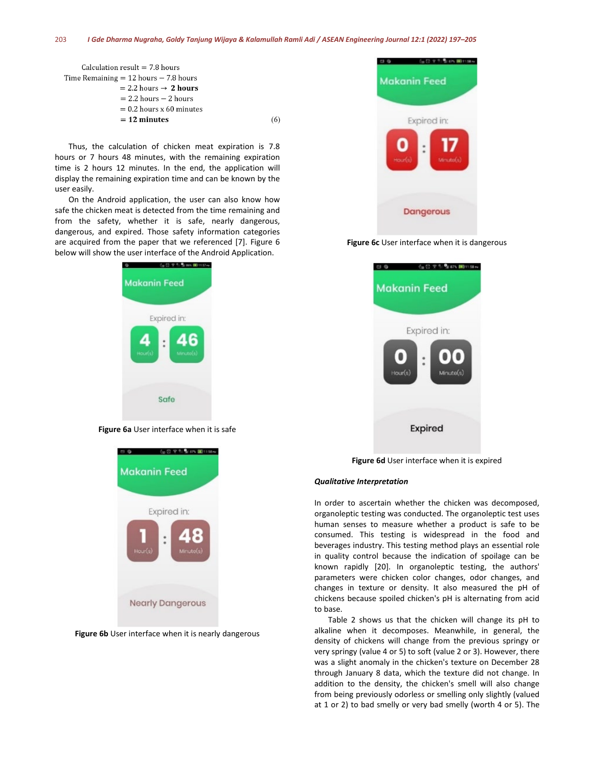$$
\begin{aligned}
\text{Calculation result} &= 7.8 \text{ hours} \\
\text{Time Remaining} &= 12 \text{ hours} - 7.8 \text{ hours} \\
&= 2.2 \text{ hours} \rightarrow \mathbf{2\ hours} \\
&= 2.2 \text{ hours} - 2 \text{ hours} \\
&= 0.2 \text{ hours x } 60 \text{ minutes} \\
&= \mathbf{12\ minutes}
\end{aligned} \tag{6}
$$

Thus, the calculation of chicken meat expiration is 7.8 hours or 7 hours 48 minutes, with the remaining expiration time is 2 hours 12 minutes. In the end, the application will display the remaining expiration time and can be known by the user easily.

On the Android application, the user can also know how safe the chicken meat is detected from the time remaining and from the safety, whether it is safe, nearly dangerous, dangerous, and expired. Those safety information categories are acquired from the paper that we referenced [7]. Figure 6 below will show the user interface of the Android Application.

**Figure 6a** User interface when it is safe

**Figure 6b** User interface when it is nearly dangerous

**Figure 6c** User interface when it is dangerous

**Figure 6d** User interface when it is expired

***Qualitative Interpretation***

In order to ascertain whether the chicken was decomposed, organoleptic testing was conducted. The organoleptic test uses human senses to measure whether a product is safe to be consumed. This testing is widespread in the food and beverages industry. This testing method plays an essential role in quality control because the indication of spoilage can be known rapidly [20]. In organoleptic testing, the authors' parameters were chicken color changes, odor changes, and changes in texture or density. It also measured the pH of chickens because spoiled chicken's pH is alternating from acid to base.

Table 2 shows us that the chicken will change its pH to alkaline when it decomposes. Meanwhile, in general, the density of chickens will change from the previous springy or very springy (value 4 or 5) to soft (value 2 or 3). However, there was a slight anomaly in the chicken's texture on December 28 through January 8 data, which the texture did not change. In addition to the density, the chicken's smell will also change from being previously odorless or smelling only slightly (valued at 1 or 2) to bad smelly or very bad smelly (worth 4 or 5). The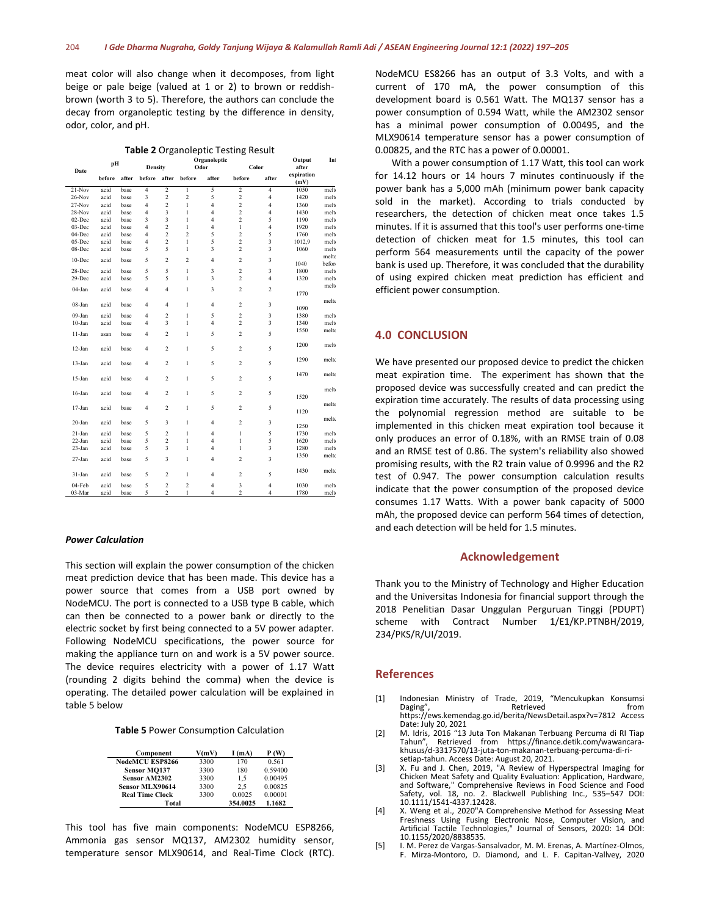meat color will also change when it decomposes, from light beige or pale beige (valued at 1 or 2) to brown or reddish-brown (worth 3 to 5). Therefore, the authors can conclude the decay from organoleptic testing by the difference in density, odor, color, and pH.

**Table 2** Organoleptic Testing Result

| Date | pH | | Density | | Organoleptic Odor | | Color | | Output after expiration (mV) | Inf |
|---|---|---|---|---|---|---|---|---|---|---|
| | before | after | before | after | before | after | before | after | | |
| 21-Nov | acid | base | 4 | 2 | 1 | 5 | 2 | 4 | 1050 | melt |
| 26-Nov | acid | base | 3 | 2 | 2 | 5 | 2 | 4 | 1420 | melt |
| 27-Nov | acid | base | 4 | 2 | 1 | 4 | 2 | 4 | 1360 | melt |
| 28-Nov | acid | base | 4 | 3 | 1 | 4 | 2 | 4 | 1430 | melt |
| 02-Dec | acid | base | 3 | 3 | 1 | 4 | 2 | 5 | 1190 | melt |
| 03-Dec | acid | base | 4 | 2 | 1 | 4 | 1 | 4 | 1920 | melt |
| 04-Dec | acid | base | 4 | 2 | 2 | 5 | 2 | 5 | 1760 | melt |
| 05-Dec | acid | base | 4 | 2 | 1 | 5 | 2 | 3 | 1012,9 | melt |
| 08-Dec | acid | base | 5 | 5 | 1 | 3 | 2 | 3 | 1060 | melt |
| 10-Dec | acid | base | 5 | 2 | 2 | 4 | 2 | 3 | 1040 | melte befor |
| 28-Dec | acid | base | 5 | 5 | 1 | 3 | 2 | 3 | 1800 | melt |
| 29-Dec | acid | base | 5 | 5 | 1 | 3 | 2 | 4 | 1320 | melt |
| 04-Jan | acid | base | 4 | 4 | 1 | 3 | 2 | 2 | 1770 | melt |
| 08-Jan | acid | base | 4 | 4 | 1 | 4 | 2 | 3 | 1090 | melte |
| 09-Jan | acid | base | 4 | 2 | 1 | 5 | 2 | 3 | 1380 | melt |
| 10-Jan | acid | base | 4 | 3 | 1 | 4 | 2 | 3 | 1340 | melt |
| 11-Jan | asan | base | 4 | 2 | 1 | 5 | 2 | 5 | 1550 | melte |
| 12-Jan | acid | base | 4 | 2 | 1 | 5 | 2 | 5 | 1200 | melt |
| 13-Jan | acid | base | 4 | 2 | 1 | 5 | 2 | 5 | 1290 | melte |
| 15-Jan | acid | base | 4 | 2 | 1 | 5 | 2 | 5 | 1470 | melte |
| 16-Jan | acid | base | 4 | 2 | 1 | 5 | 2 | 5 | 1520 | melt |
| 17-Jan | acid | base | 4 | 2 | 1 | 5 | 2 | 5 | 1120 | melte |
| 20-Jan | acid | base | 5 | 3 | 1 | 4 | 2 | 3 | 1250 | melte |
| 21-Jan | acid | base | 5 | 2 | 1 | 4 | 1 | 5 | 1730 | melt |
| 22-Jan | acid | base | 5 | 2 | 1 | 4 | 1 | 5 | 1620 | melt |
| 23-Jan | acid | base | 5 | 3 | 1 | 4 | 1 | 3 | 1280 | melt |
| 27-Jan | acid | base | 5 | 3 | 1 | 4 | 2 | 3 | 1350 | melte |
| 31-Jan | acid | base | 5 | 2 | 1 | 4 | 2 | 5 | 1430 | melte |
| 04-Feb | acid | base | 5 | 2 | 2 | 4 | 3 | 4 | 1030 | melt |
| 03-Mar | acid | base | 5 | 2 | 1 | 4 | 2 | 4 | 1780 | melt |

***Power Calculation***

This section will explain the power consumption of the chicken meat prediction device that has been made. This device has a power source that comes from a USB port owned by NodeMCU. The port is connected to a USB type B cable, which can then be connected to a power bank or directly to the electric socket by first being connected to a 5V power adapter. Following NodeMCU specifications, the power source for making the appliance turn on and work is a 5V power source. The device requires electricity with a power of 1.17 Watt (rounding 2 digits behind the comma) when the device is operating. The detailed power calculation will be explained in table 5 below

**Table 5** Power Consumption Calculation

| Component | V(mV) | I (mA) | P (W) |
|---|---|---|---|
| NodeMCU ESP8266 | 3300 | 170 | 0.561 |
| Sensor MQ137 | 3300 | 180 | 0.59400 |
| Sensor AM2302 | 3300 | 1,5 | 0.00495 |
| Sensor MLX90614 | 3300 | 2,5 | 0.00825 |
| Real Time Clock | 3300 | 0.0025 | 0.00001 |
| Total | | 354.0025 | 1.1682 |

This tool has five main components: NodeMCU ESP8266, Ammonia gas sensor MQ137, AM2302 humidity sensor, temperature sensor MLX90614, and Real-Time Clock (RTC). NodeMCU ES8266 has an output of 3.3 Volts, and with a current of 170 mA, the power consumption of this development board is 0.561 Watt. The MQ137 sensor has a power consumption of 0.594 Watt, while the AM2302 sensor has a minimal power consumption of 0.00495, and the MLX90614 temperature sensor has a power consumption of 0.00825, and the RTC has a power of 0.00001.

With a power consumption of 1.17 Watt, this tool can work for 14.12 hours or 14 hours 7 minutes continuously if the power bank has a 5,000 mAh (minimum power bank capacity sold in the market). According to trials conducted by researchers, the detection of chicken meat once takes 1.5 minutes. If it is assumed that this tool's user performs one-time detection of chicken meat for 1.5 minutes, this tool can perform 564 measurements until the capacity of the power bank is used up. Therefore, it was concluded that the durability of using expired chicken meat prediction has efficient and efficient power consumption.

## 4.0 CONCLUSION

We have presented our proposed device to predict the chicken meat expiration time. The experiment has shown that the proposed device was successfully created and can predict the expiration time accurately. The results of data processing using the polynomial regression method are suitable to be implemented in this chicken meat expiration tool because it only produces an error of 0.18%, with an RMSE train of 0.08 and an RMSE test of 0.86. The system's reliability also showed promising results, with the $R^2$ train value of 0.9996 and the $R^2$ test of 0.947. The power consumption calculation results indicate that the power consumption of the proposed device consumes 1.17 Watts. With a power bank capacity of 5000 mAh, the proposed device can perform 564 times of detection, and each detection will be held for 1.5 minutes.

## Acknowledgement

Thank you to the Ministry of Technology and Higher Education and the Universitas Indonesia for financial support through the 2018 Penelitian Dasar Unggulan Perguruan Tinggi (PDUPT) scheme with Contract Number 1/E1/KP.PTNBH/2019, 234/PKS/R/UI/2019.

## References

[1] Indonesian Ministry of Trade, 2019, "Mencukupkan Konsumsi Daging", Retrieved from https://ews.kemendag.go.id/berita/NewsDetail.aspx?v=7812 Access Date: July 20, 2021

[2] M. Idris, 2016 "13 Juta Ton Makanan Terbuang Percuma di RI Tiap Tahun", Retrieved from https://finance.detik.com/wawancara-khusus/d-3317570/13-juta-ton-makanan-terbuang-percuma-di-ri-setiap-tahun. Access Date: August 20, 2021.

[3] X. Fu and J. Chen, 2019, "A Review of Hyperspectral Imaging for Chicken Meat Safety and Quality Evaluation: Application, Hardware, and Software," Comprehensive Reviews in Food Science and Food Safety, vol. 18, no. 2. Blackwell Publishing Inc., 535–547 DOI: 10.1111/1541-4337.12428.

[4] X. Weng et al., 2020"A Comprehensive Method for Assessing Meat Freshness Using Fusing Electronic Nose, Computer Vision, and Artificial Tactile Technologies," Journal of Sensors, 2020: 14 DOI: 10.1155/2020/8838535.

[5] I. M. Perez de Vargas-Sansalvador, M. M. Erenas, A. Martínez-Olmos, F. Mirza-Montoro, D. Diamond, and L. F. Capitan-Vallvey, 2020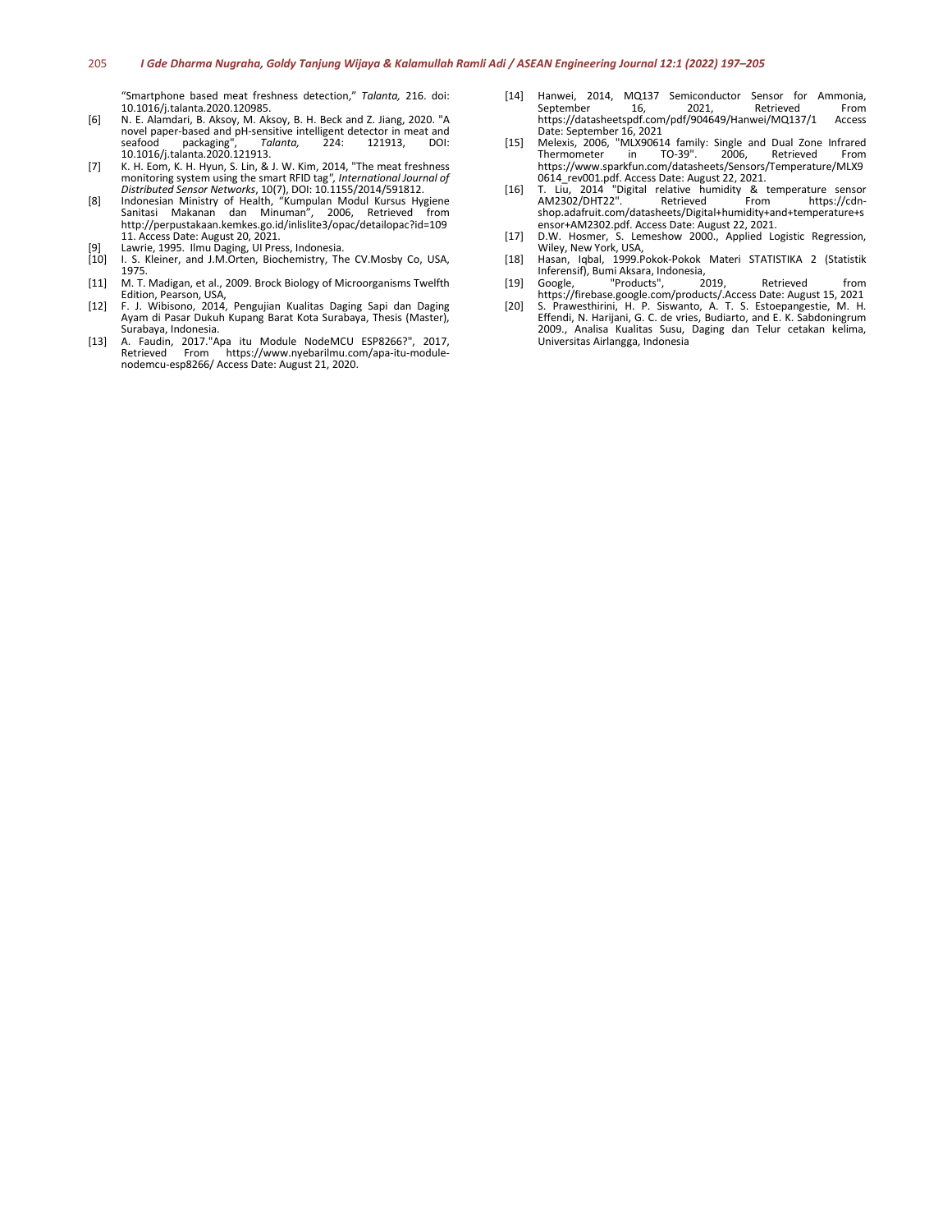"Smartphone based meat freshness detection," *Talanta,* 216. doi: 10.1016/j.talanta.2020.120985.

[6] N. E. Alamdari, B. Aksoy, M. Aksoy, B. H. Beck and Z. Jiang, 2020. "A novel paper-based and pH-sensitive intelligent detector in meat and seafood packaging", *Talanta,* 224: 121913, DOI: 10.1016/j.talanta.2020.121913.

[7] K. H. Eom, K. H. Hyun, S. Lin, & J. W. Kim, 2014, "The meat freshness monitoring system using the smart RFID tag*", International Journal of Distributed Sensor Networks*, 10(7), DOI: 10.1155/2014/591812.

[8] Indonesian Ministry of Health, "Kumpulan Modul Kursus Hygiene Sanitasi Makanan dan Minuman", 2006, Retrieved from http://perpustakaan.kemkes.go.id/inlislite3/opac/detailopac?id=10911. Access Date: August 20, 2021.

[9] Lawrie, 1995. Ilmu Daging, UI Press, Indonesia.

[10] I. S. Kleiner, and J.M.Orten, Biochemistry, The CV.Mosby Co, USA, 1975.

[11] M. T. Madigan, et al., 2009. Brock Biology of Microorganisms Twelfth Edition, Pearson, USA,

[12] F. J. Wibisono, 2014, Pengujian Kualitas Daging Sapi dan Daging Ayam di Pasar Dukuh Kupang Barat Kota Surabaya, Thesis (Master), Surabaya, Indonesia.

[13] A. Faudin, 2017."Apa itu Module NodeMCU ESP8266?", 2017, Retrieved From https://www.nyebarilmu.com/apa-itu-module-nodemcu-esp8266/ Access Date: August 21, 2020.

[14] Hanwei, 2014, MQ137 Semiconductor Sensor for Ammonia, September 16, 2021, Retrieved From https://datasheetspdf.com/pdf/904649/Hanwei/MQ137/1 Access Date: September 16, 2021

[15] Melexis, 2006, "MLX90614 family: Single and Dual Zone Infrared Thermometer in TO-39". 2006, Retrieved From https://www.sparkfun.com/datasheets/Sensors/Temperature/MLX90614_rev001.pdf. Access Date: August 22, 2021.

[16] T. Liu, 2014 "Digital relative humidity & temperature sensor AM2302/DHT22". Retrieved From https://cdn-shop.adafruit.com/datasheets/Digital+humidity+and+temperature+sensor+AM2302.pdf. Access Date: August 22, 2021.

[17] D.W. Hosmer, S. Lemeshow 2000., Applied Logistic Regression, Wiley, New York, USA,

[18] Hasan, Iqbal, 1999.Pokok-Pokok Materi STATISTIKA 2 (Statistik Inferensif), Bumi Aksara, Indonesia,

[19] Google, "Products", 2019, Retrieved from https://firebase.google.com/products/.Access Date: August 15, 2021

[20] S. Prawesthirini, H. P. Siswanto, A. T. S. Estoepangestie, M. H. Effendi, N. Harijani, G. C. de vries, Budiarto, and E. K. Sabdoningrum 2009., Analisa Kualitas Susu, Daging dan Telur cetakan kelima, Universitas Airlangga, Indonesia